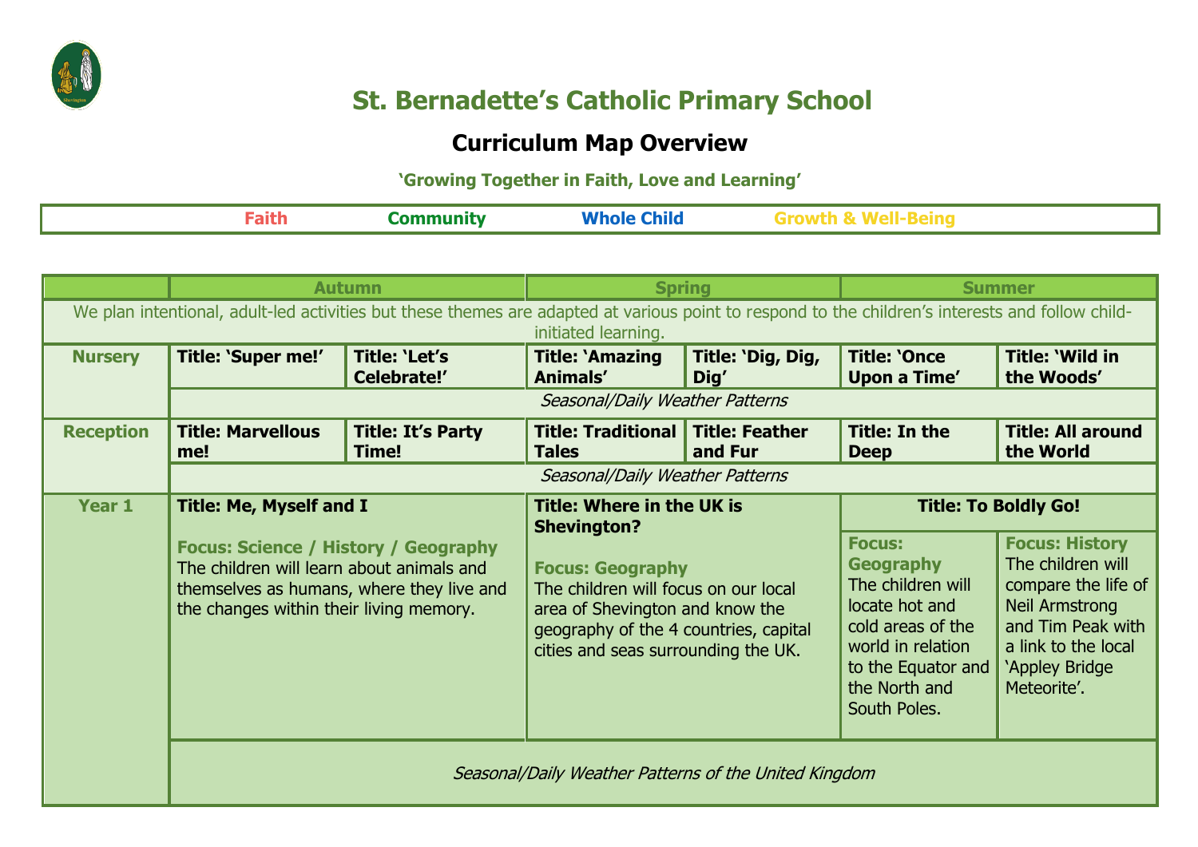# St. Bernadette's Catholic Primary School

## Curriculum Map Overview

**'Growing Together in Faith, Love and Learning'**

| Faith | Community | Whole Child | Growth & Well-Being |
|---|---|---|---|

| | Autumn | | Spring | | Summer | |
|---|---|---|---|---|---|---|
| We plan intentional, adult-led activities but these themes are adapted at various point to respond to the children's interests and follow child-initiated learning. | | | | | | |
| **Nursery** | **Title: 'Super me!'** | **Title: 'Let's Celebrate!'** | **Title: 'Amazing Animals'** | **Title: 'Dig, Dig, Dig'** | **Title: 'Once Upon a Time'** | **Title: 'Wild in the Woods'** |
| | *Seasonal/Daily Weather Patterns* | | | | | |
| **Reception** | **Title: Marvellous me!** | **Title: It's Party Time!** | **Title: Traditional Tales** | **Title: Feather and Fur** | **Title: In the Deep** | **Title: All around the World** |
| | *Seasonal/Daily Weather Patterns* | | | | | |
| **Year 1** | **Title: Me, Myself and I**<br><br>**Focus: Science / History / Geography**<br>The children will learn about animals and themselves as humans, where they live and the changes within their living memory. | | **Title: Where in the UK is Shevington?**<br><br>**Focus: Geography**<br>The children will focus on our local area of Shevington and know the geography of the 4 countries, capital cities and seas surrounding the UK. | | **Title: To Boldly Go!**<br><br>**Focus: Geography**<br>The children will locate hot and cold areas of the world in relation to the Equator and the North and South Poles. | **Focus: History**<br>The children will compare the life of Neil Armstrong and Tim Peak with a link to the local 'Appley Bridge Meteorite'. |
| | *Seasonal/Daily Weather Patterns of the United Kingdom* | | | | | |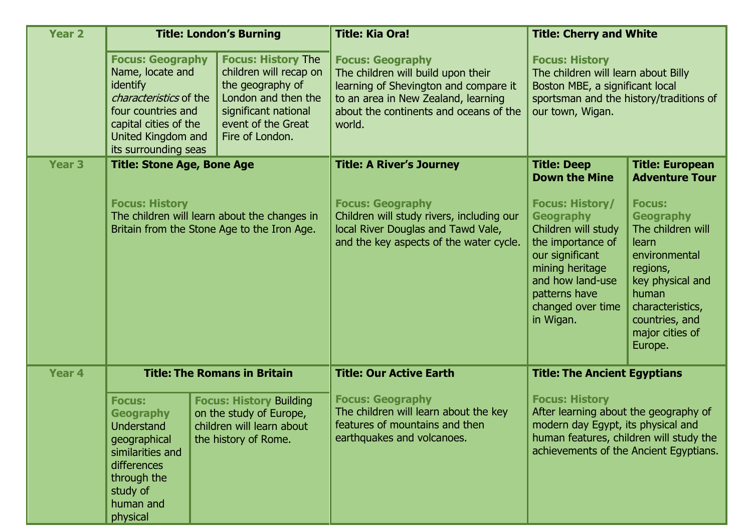| | | | | |
|---|---|---|---|---|
| **Year 2** | **Title: London's Burning**<br>**Focus: Geography** Name, locate and identify *characteristics* of the four countries and capital cities of the United Kingdom and its surrounding seas<br>**Focus: History** The children will recap on the geography of London and then the significant national event of the Great Fire of London. | **Title: Kia Ora!**<br>**Focus: Geography**<br>The children will build upon their learning of Shevington and compare it to an area in New Zealand, learning about the continents and oceans of the world. | **Title: Cherry and White**<br>**Focus: History**<br>The children will learn about Billy Boston MBE, a significant local sportsman and the history/traditions of our town, Wigan. | |
| **Year 3** | **Title: Stone Age, Bone Age**<br>**Focus: History**<br>The children will learn about the changes in Britain from the Stone Age to the Iron Age. | **Title: A River's Journey**<br>**Focus: Geography**<br>Children will study rivers, including our local River Douglas and Tawd Vale, and the key aspects of the water cycle. | **Title: Deep Down the Mine**<br>**Focus: History/ Geography**<br>Children will study the importance of our significant mining heritage and how land-use patterns have changed over time in Wigan. | **Title: European Adventure Tour**<br>**Focus: Geography**<br>The children will learn environmental regions, key physical and human characteristics, countries, and major cities of Europe. |
| **Year 4** | **Title: The Romans in Britain**<br>**Focus: Geography** Understand geographical similarities and differences through the study of human and physical<br>**Focus: History** Building on the study of Europe, children will learn about the history of Rome. | **Title: Our Active Earth**<br>**Focus: Geography**<br>The children will learn about the key features of mountains and then earthquakes and volcanoes. | **Title: The Ancient Egyptians**<br>**Focus: History**<br>After learning about the geography of modern day Egypt, its physical and human features, children will study the achievements of the Ancient Egyptians. | |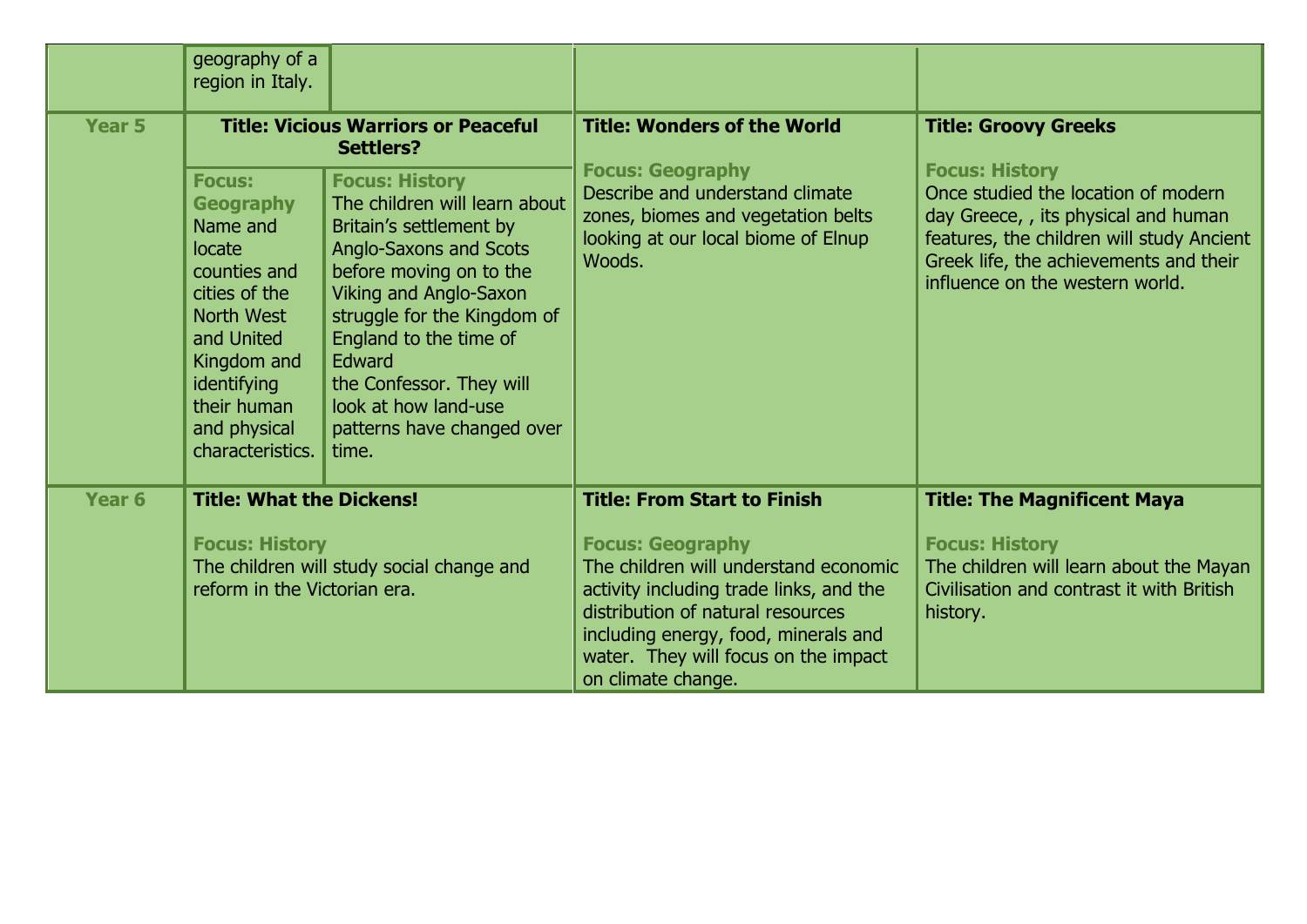| | | | | |
|---|---|---|---|---|
| | geography of a region in Italy. | | | |
| **Year 5** | **Title: Vicious Warriors or Peaceful Settlers?** | | **Title: Wonders of the World**<br><br>**Focus: Geography**<br>Describe and understand climate zones, biomes and vegetation belts looking at our local biome of Elnup Woods. | **Title: Groovy Greeks**<br><br>**Focus: History**<br>Once studied the location of modern day Greece, , its physical and human features, the children will study Ancient Greek life, the achievements and their influence on the western world. |
| | **Focus: Geography**<br>Name and locate counties and cities of the North West and United Kingdom and identifying their human and physical characteristics. | **Focus: History**<br>The children will learn about Britain's settlement by Anglo-Saxons and Scots before moving on to the Viking and Anglo-Saxon struggle for the Kingdom of England to the time of Edward the Confessor. They will look at how land-use patterns have changed over time. | | |
| **Year 6** | **Title: What the Dickens!**<br><br>**Focus: History**<br>The children will study social change and reform in the Victorian era. | | **Title: From Start to Finish**<br><br>**Focus: Geography**<br>The children will understand economic activity including trade links, and the distribution of natural resources including energy, food, minerals and water. They will focus on the impact on climate change. | **Title: The Magnificent Maya**<br><br>**Focus: History**<br>The children will learn about the Mayan Civilisation and contrast it with British history. |